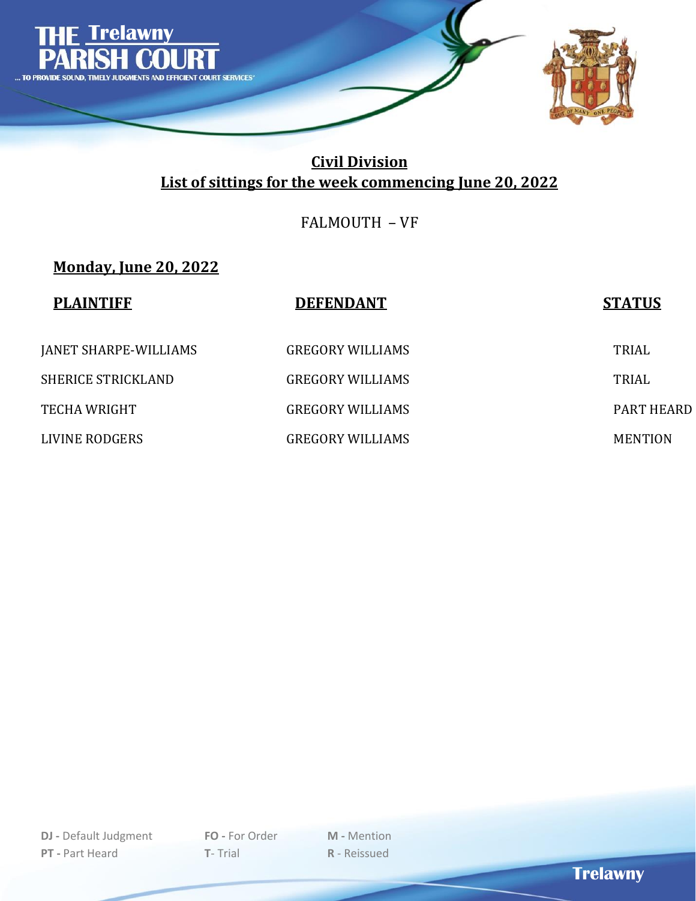# THE Trelawny PARISH COURT

... TO PROVIDE SOUND, TIMELY JUDGMENTS AND EFFICIENT COURT SERVICES"

## Civil Division
## List of sittings for the week commencing June 20, 2022

FALMOUTH – VF

### Monday, June 20, 2022

| PLAINTIFF | DEFENDANT | STATUS |
|---|---|---|
| JANET SHARPE-WILLIAMS | GREGORY WILLIAMS | TRIAL |
| SHERICE STRICKLAND | GREGORY WILLIAMS | TRIAL |
| TECHA WRIGHT | GREGORY WILLIAMS | PART HEARD |
| LIVINE RODGERS | GREGORY WILLIAMS | MENTION |

**DJ -** Default Judgment **FO -** For Order **M -** Mention
**PT -** Part Heard **T**- Trial **R** - Reissued

Trelawny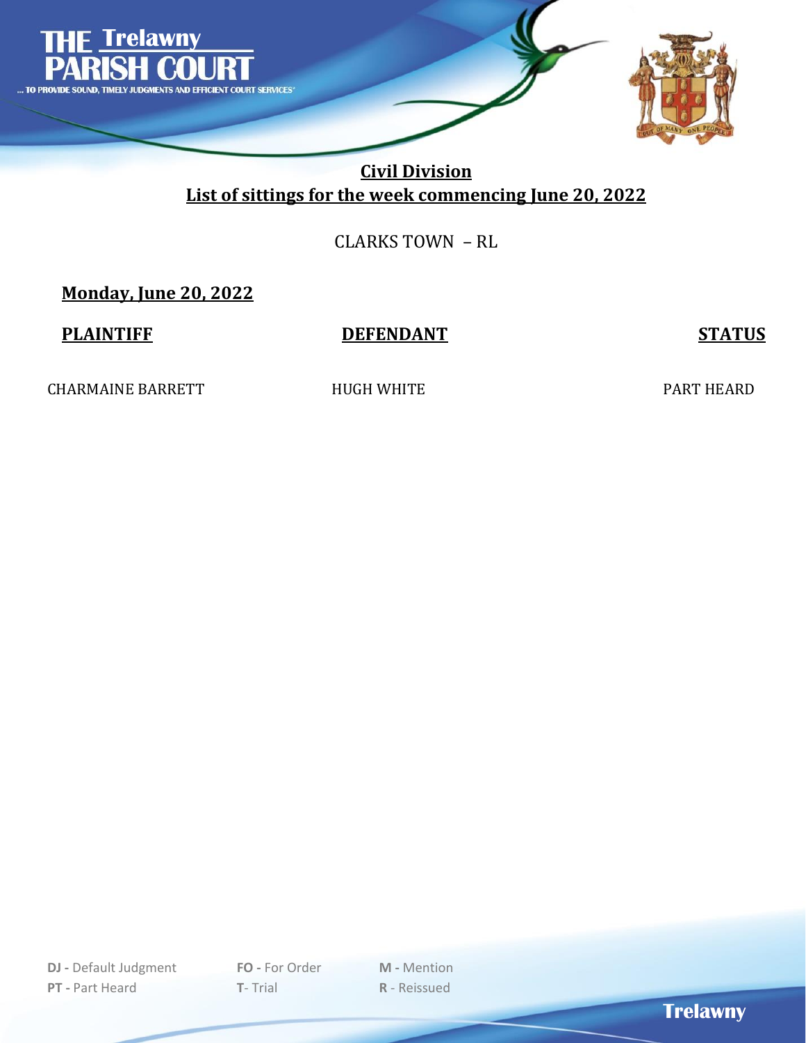THE Trelawny PARISH COURT

... TO PROVIDE SOUND, TIMELY JUDGMENTS AND EFFICIENT COURT SERVICES"

## Civil Division

## List of sittings for the week commencing June 20, 2022

CLARKS TOWN – RL

### Monday, June 20, 2022

| PLAINTIFF | DEFENDANT | STATUS |
|---|---|---|
| CHARMAINE BARRETT | HUGH WHITE | PART HEARD |

**DJ -** Default Judgment **FO -** For Order **M -** Mention

**PT -** Part Heard **T-** Trial **R** - Reissued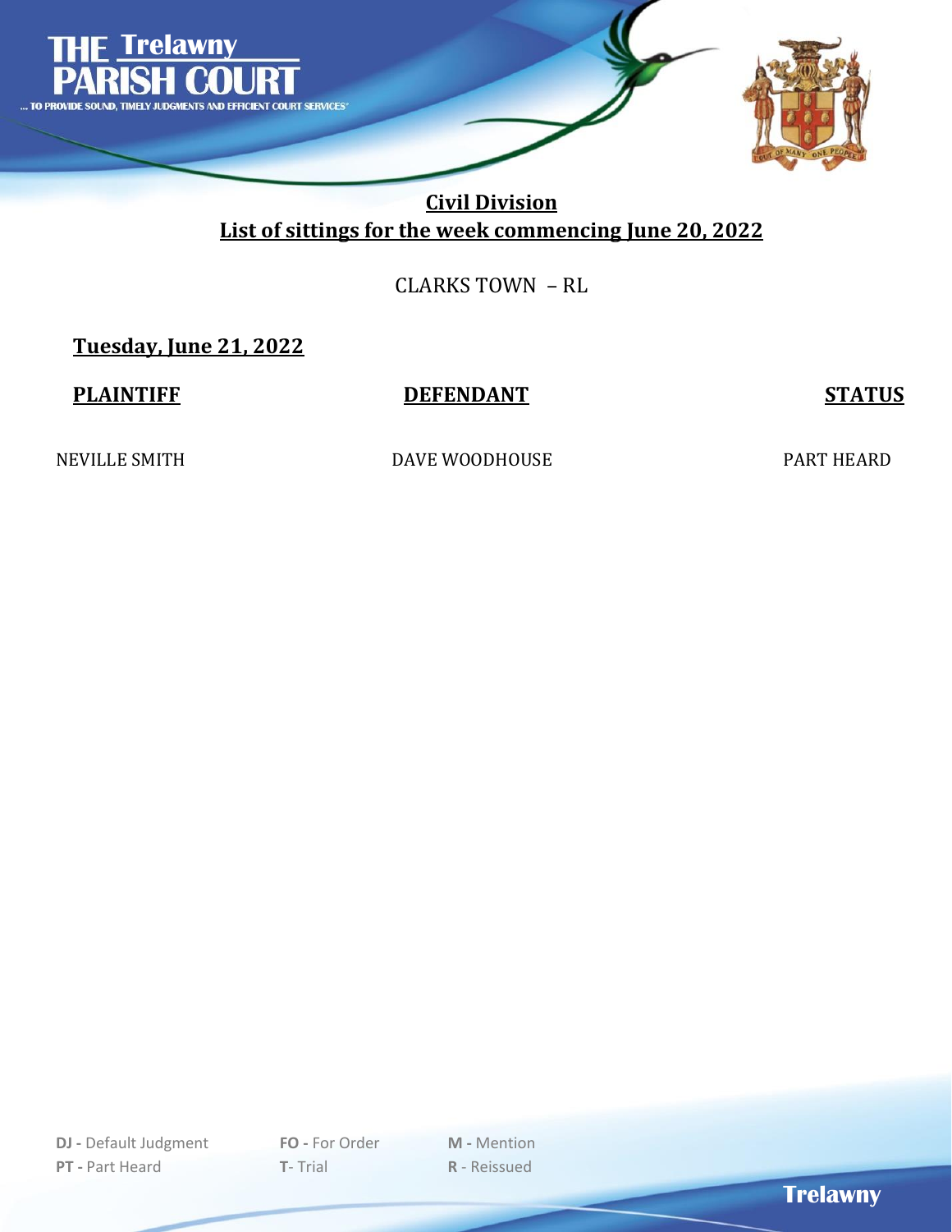# THE Trelawny PARISH COURT

... TO PROVIDE SOUND, TIMELY JUDGMENTS AND EFFICIENT COURT SERVICES"

## Civil Division

## List of sittings for the week commencing June 20, 2022

CLARKS TOWN – RL

### Tuesday, June 21, 2022

| PLAINTIFF | DEFENDANT | STATUS |
| --- | --- | --- |
| NEVILLE SMITH | DAVE WOODHOUSE | PART HEARD |

**DJ -** Default Judgment **FO -** For Order **M -** Mention
**PT -** Part Heard **T**- Trial **R** - Reissued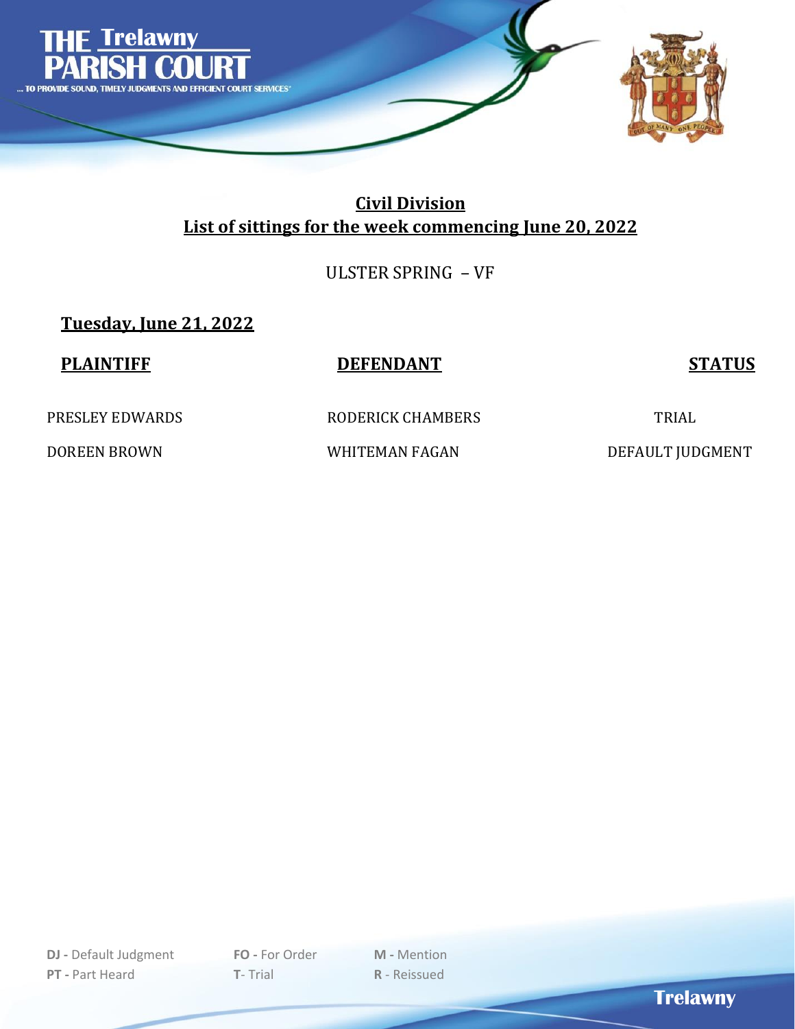# THE Trelawny PARISH COURT

... TO PROVIDE SOUND, TIMELY JUDGMENTS AND EFFICIENT COURT SERVICES"

## Civil Division

## List of sittings for the week commencing June 20, 2022

ULSTER SPRING – VF

### Tuesday, June 21, 2022

| PLAINTIFF | DEFENDANT | STATUS |
|---|---|---|
| PRESLEY EDWARDS | RODERICK CHAMBERS | TRIAL |
| DOREEN BROWN | WHITEMAN FAGAN | DEFAULT JUDGMENT |

**DJ -** Default Judgment **FO -** For Order **M -** Mention
**PT -** Part Heard **T**- Trial **R** - Reissued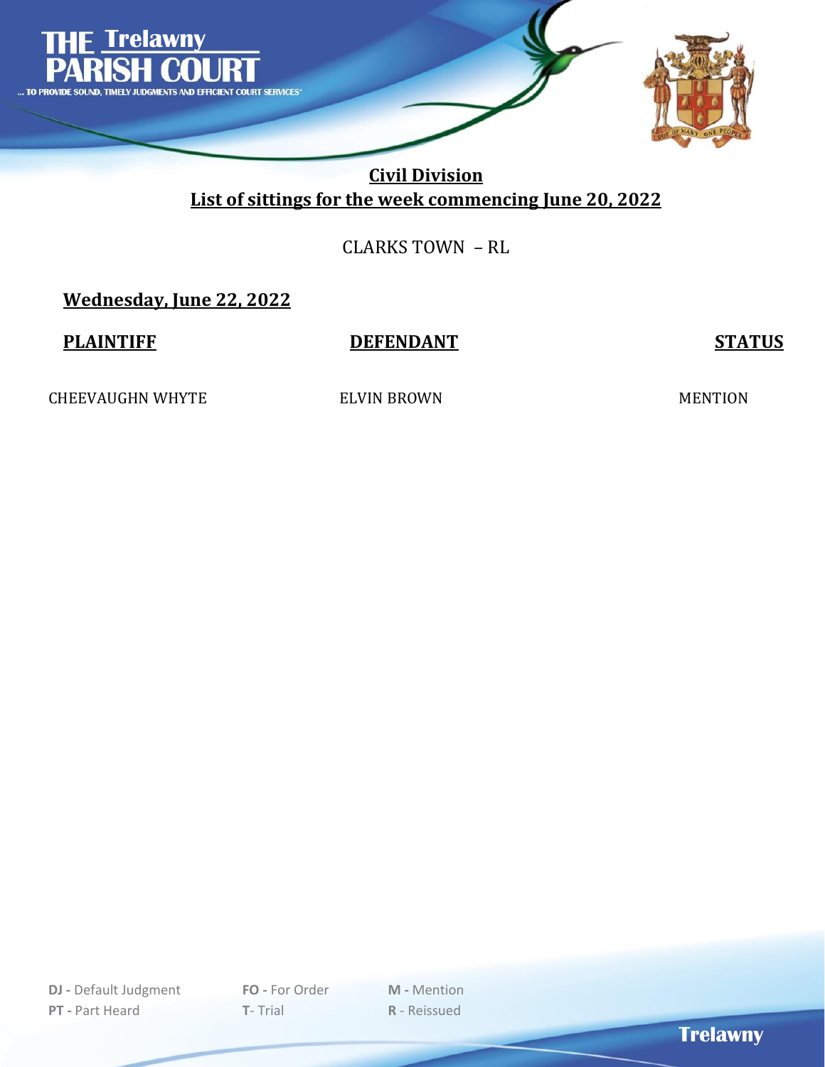THE Trelawny PARISH COURT

... TO PROVIDE SOUND, TIMELY JUDGMENTS AND EFFICIENT COURT SERVICES"

## Civil Division

## List of sittings for the week commencing June 20, 2022

CLARKS TOWN – RL

### Wednesday, June 22, 2022

| PLAINTIFF | DEFENDANT | STATUS |
|---|---|---|
| CHEEVAUGHN WHYTE | ELVIN BROWN | MENTION |

**DJ -** Default Judgment  **FO -** For Order  **M -** Mention
**PT -** Part Heard  **T**- Trial  **R** - Reissued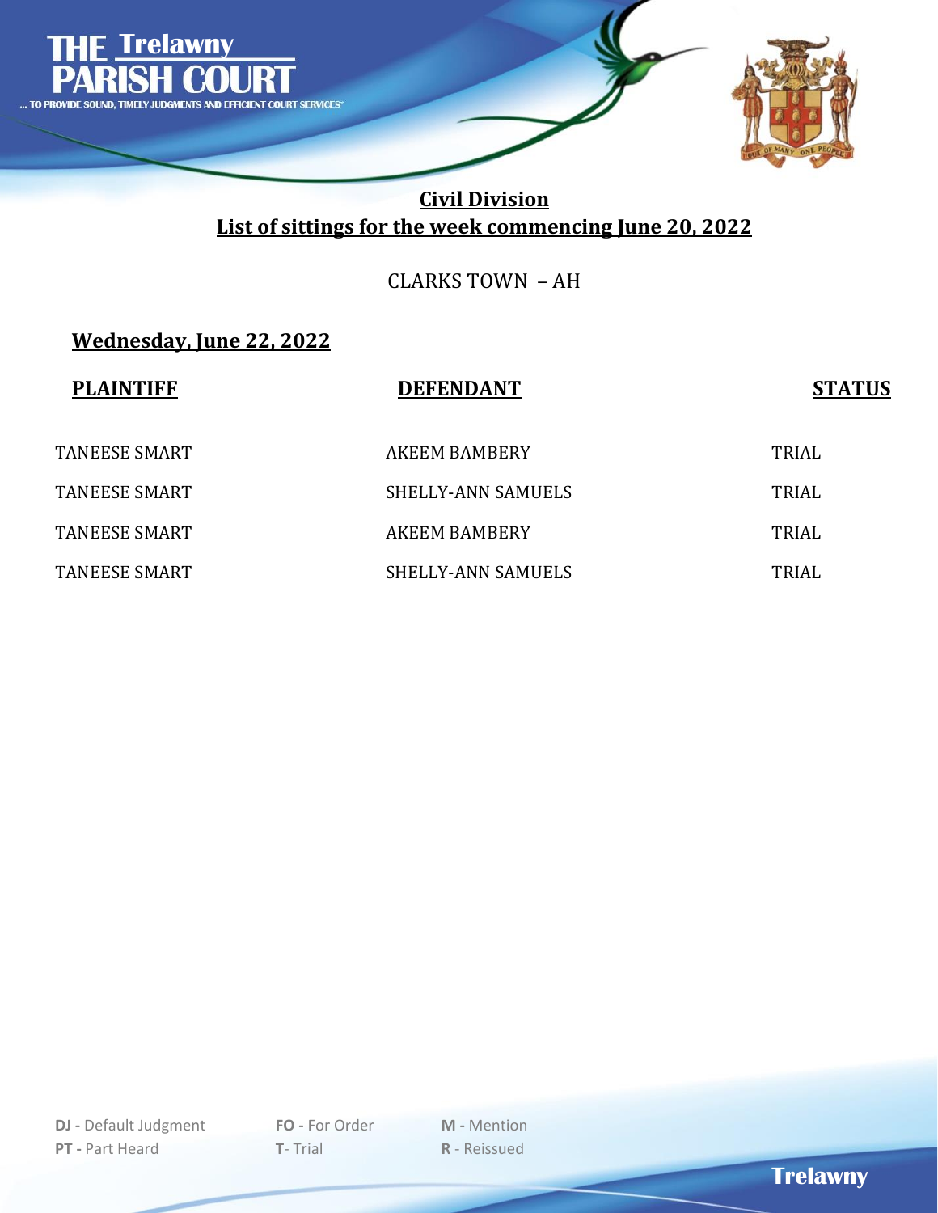# Civil Division

## List of sittings for the week commencing June 20, 2022

CLARKS TOWN – AH

### Wednesday, June 22, 2022

| PLAINTIFF | DEFENDANT | STATUS |
|---|---|---|
| TANEESE SMART | AKEEM BAMBERY | TRIAL |
| TANEESE SMART | SHELLY-ANN SAMUELS | TRIAL |
| TANEESE SMART | AKEEM BAMBERY | TRIAL |
| TANEESE SMART | SHELLY-ANN SAMUELS | TRIAL |

**DJ -** Default Judgment **FO -** For Order **M -** Mention
**PT -** Part Heard **T**- Trial **R** - Reissued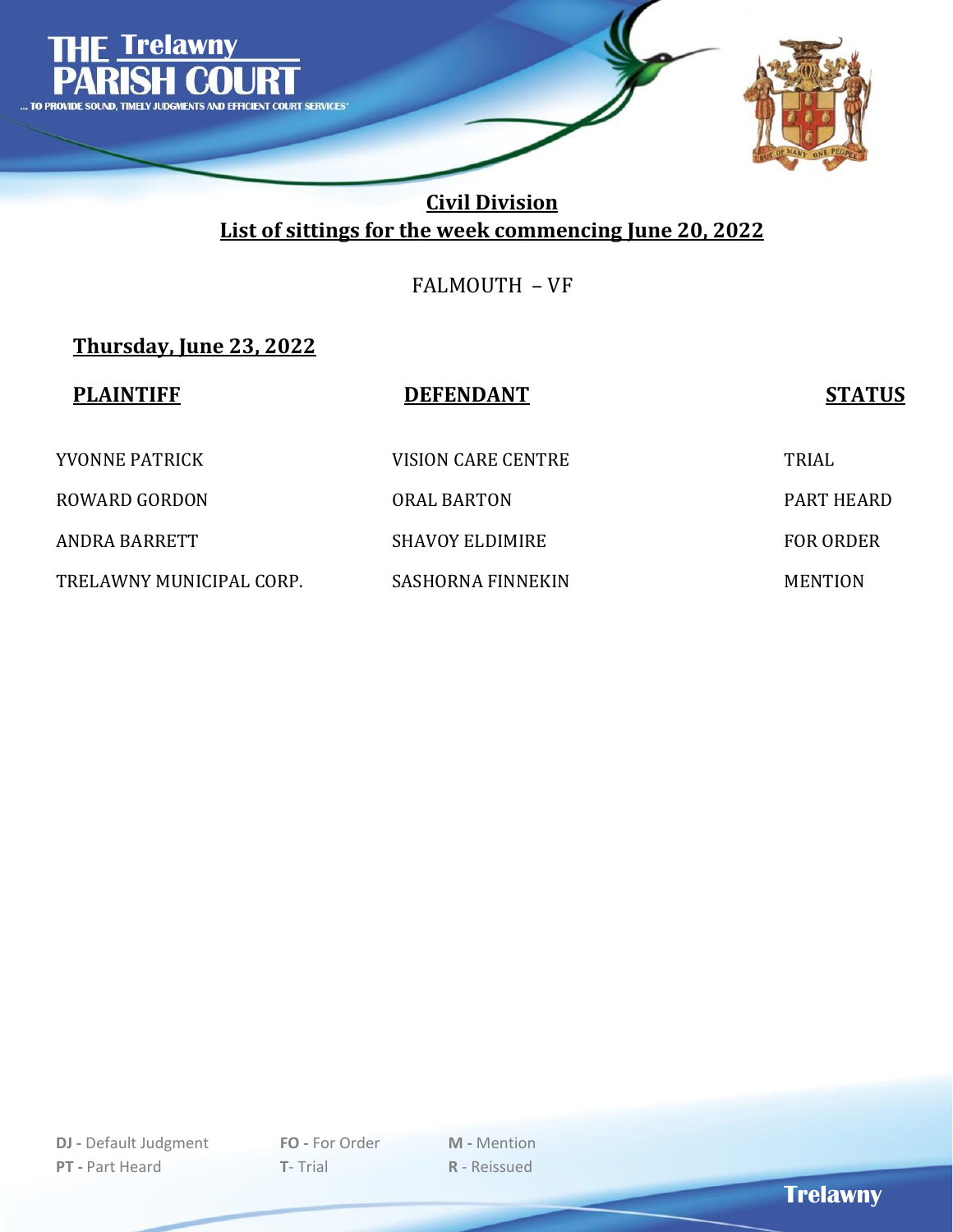# Civil Division

## List of sittings for the week commencing June 20, 2022

FALMOUTH – VF

### Thursday, June 23, 2022

| PLAINTIFF | DEFENDANT | STATUS |
|---|---|---|
| YVONNE PATRICK | VISION CARE CENTRE | TRIAL |
| ROWARD GORDON | ORAL BARTON | PART HEARD |
| ANDRA BARRETT | SHAVOY ELDIMIRE | FOR ORDER |
| TRELAWNY MUNICIPAL CORP. | SASHORNA FINNEKIN | MENTION |

**DJ -** Default Judgment
**PT -** Part Heard
**FO -** For Order
**T-** Trial
**M -** Mention
**R** - Reissued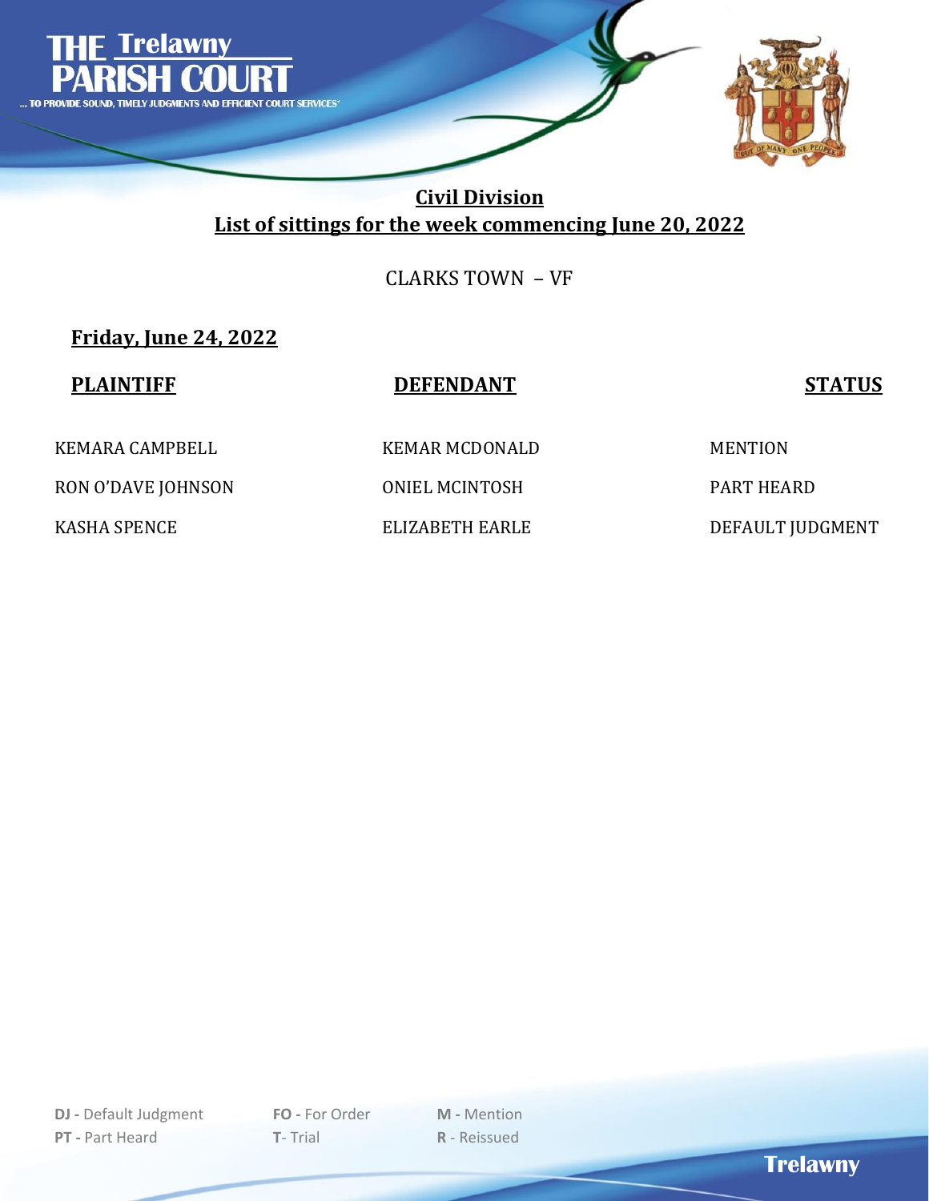THE Trelawny PARISH COURT

... TO PROVIDE SOUND, TIMELY JUDGMENTS AND EFFICIENT COURT SERVICES"

## Civil Division

## List of sittings for the week commencing June 20, 2022

CLARKS TOWN – VF

### Friday, June 24, 2022

| PLAINTIFF | DEFENDANT | STATUS |
|---|---|---|
| KEMARA CAMPBELL | KEMAR MCDONALD | MENTION |
| RON O'DAVE JOHNSON | ONIEL MCINTOSH | PART HEARD |
| KASHA SPENCE | ELIZABETH EARLE | DEFAULT JUDGMENT |

**DJ -** Default Judgment **FO -** For Order **M -** Mention
**PT -** Part Heard **T**- Trial **R** - Reissued

Trelawny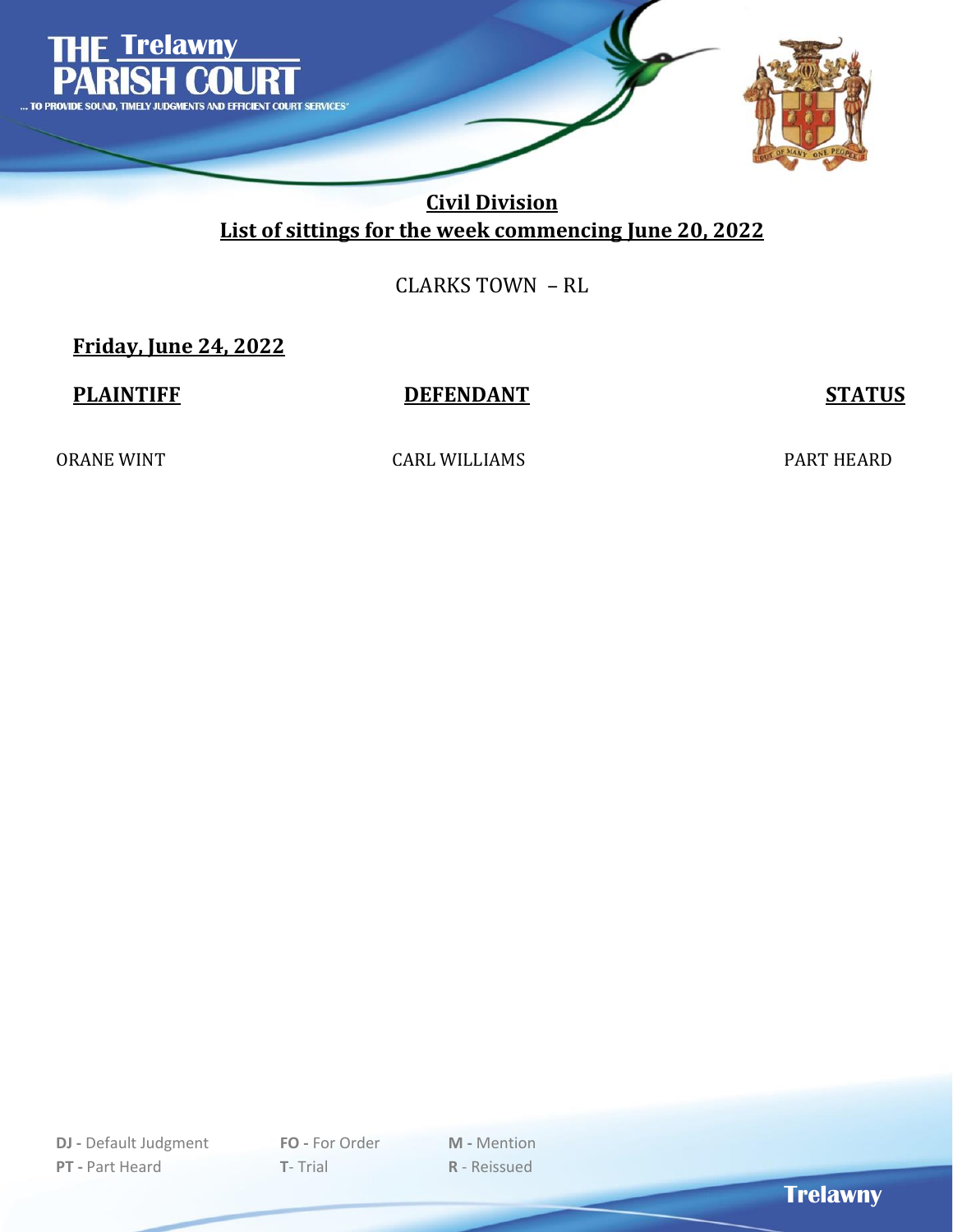**THE Trelawny PARISH COURT**

... TO PROVIDE SOUND, TIMELY JUDGMENTS AND EFFICIENT COURT SERVICES"

## Civil Division

## List of sittings for the week commencing June 20, 2022

CLARKS TOWN – RL

### Friday, June 24, 2022

| PLAINTIFF | DEFENDANT | STATUS |
|---|---|---|
| ORANE WINT | CARL WILLIAMS | PART HEARD |

**DJ -** Default Judgment  **FO -** For Order  **M -** Mention

**PT -** Part Heard  **T**- Trial  **R** - Reissued

Trelawny